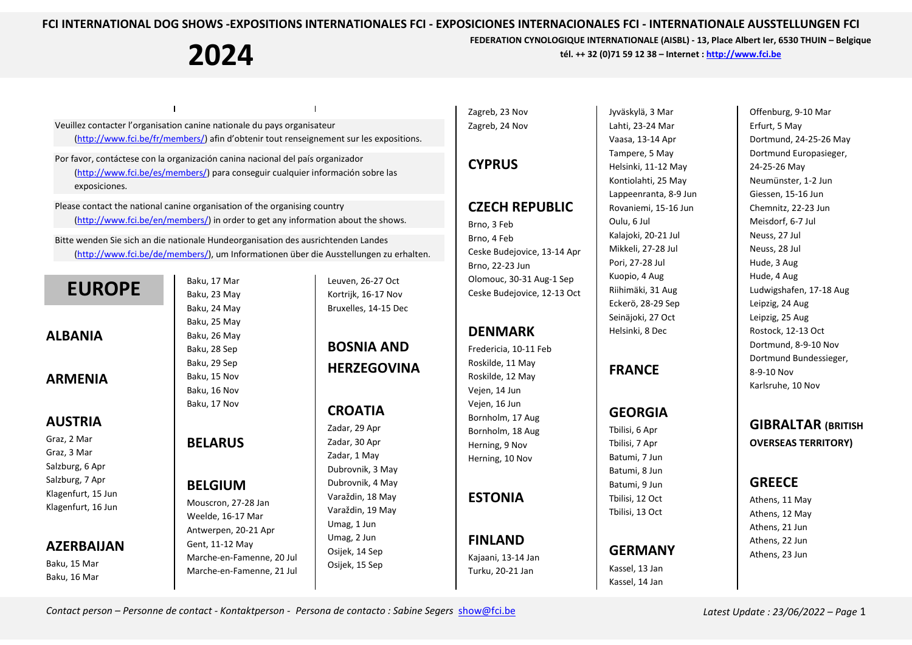# FCI INTERNATIONAL DOG SHOWS -EXPOSITIONS INTERNATIONALES FCI - EXPOSICIONES INTERNACIONALES FCI - INTERNATIONALE AUSSTELLUNGEN FCI

# 2024

**FEDERATION CYNOLOGIQUE INTERNATIONALE (AISBL) - 13, Place Albert Ier, 6530 THUIN – Belgique**
**tél. ++ 32 (0)71 59 12 38 – Internet : [http://www.fci.be](http://www.fci.be)**

Veuillez contacter l'organisation canine nationale du pays organisateur ([http://www.fci.be/fr/members/](http://www.fci.be/fr/members/)) afin d'obtenir tout renseignement sur les expositions.

Por favor, contáctese con la organización canina nacional del país organizador ([http://www.fci.be/es/members/](http://www.fci.be/es/members/)) para conseguir cualquier información sobre las exposiciones.

Please contact the national canine organisation of the organising country ([http://www.fci.be/en/members/](http://www.fci.be/en/members/)) in order to get any information about the shows.

Bitte wenden Sie sich an die nationale Hundeorganisation des ausrichtenden Landes ([http://www.fci.be/de/members/](http://www.fci.be/de/members/)), um Informationen über die Ausstellungen zu erhalten.

## EUROPE

### ALBANIA

### ARMENIA

### AUSTRIA
Graz, 2 Mar
Graz, 3 Mar
Salzburg, 6 Apr
Salzburg, 7 Apr
Klagenfurt, 15 Jun
Klagenfurt, 16 Jun

### AZERBAIJAN
Baku, 15 Mar
Baku, 16 Mar
Baku, 17 Mar
Baku, 23 May
Baku, 24 May
Baku, 25 May
Baku, 26 May
Baku, 28 Sep
Baku, 29 Sep
Baku, 15 Nov
Baku, 16 Nov
Baku, 17 Nov

### BELARUS

### BELGIUM
Mouscron, 27-28 Jan
Weelde, 16-17 Mar
Antwerpen, 20-21 Apr
Gent, 11-12 May
Marche-en-Famenne, 20 Jul
Marche-en-Famenne, 21 Jul
Leuven, 26-27 Oct
Kortrijk, 16-17 Nov
Bruxelles, 14-15 Dec

### BOSNIA AND HERZEGOVINA

### CROATIA
Zadar, 29 Apr
Zadar, 30 Apr
Zadar, 1 May
Dubrovnik, 3 May
Dubrovnik, 4 May
Varaždin, 18 May
Varaždin, 19 May
Umag, 1 Jun
Umag, 2 Jun
Osijek, 14 Sep
Osijek, 15 Sep
Zagreb, 23 Nov
Zagreb, 24 Nov

### CYPRUS

### CZECH REPUBLIC
Brno, 3 Feb
Brno, 4 Feb
Ceske Budejovice, 13-14 Apr
Brno, 22-23 Jun
Olomouc, 30-31 Aug-1 Sep
Ceske Budejovice, 12-13 Oct

### DENMARK
Fredericia, 10-11 Feb
Roskilde, 11 May
Roskilde, 12 May
Vejen, 14 Jun
Vejen, 16 Jun
Bornholm, 17 Aug
Bornholm, 18 Aug
Herning, 9 Nov
Herning, 10 Nov

### ESTONIA

### FINLAND
Kajaani, 13-14 Jan
Turku, 20-21 Jan
Jyväskylä, 3 Mar
Lahti, 23-24 Mar
Vaasa, 13-14 Apr
Tampere, 5 May
Helsinki, 11-12 May
Kontiolahti, 25 May
Lappeenranta, 8-9 Jun
Rovaniemi, 15-16 Jun
Oulu, 6 Jul
Kalajoki, 20-21 Jul
Mikkeli, 27-28 Jul
Pori, 27-28 Jul
Kuopio, 4 Aug
Riihimäki, 31 Aug
Eckerö, 28-29 Sep
Seinäjoki, 27 Oct
Helsinki, 8 Dec

### FRANCE

### GEORGIA
Tbilisi, 6 Apr
Tbilisi, 7 Apr
Batumi, 7 Jun
Batumi, 8 Jun
Batumi, 9 Jun
Tbilisi, 12 Oct
Tbilisi, 13 Oct

### GERMANY
Kassel, 13 Jan
Kassel, 14 Jan
Offenburg, 9-10 Mar
Erfurt, 5 May
Dortmund, 24-25-26 May
Dortmund Europasieger, 24-25-26 May
Neumünster, 1-2 Jun
Giessen, 15-16 Jun
Chemnitz, 22-23 Jun
Meisdorf, 6-7 Jul
Neuss, 27 Jul
Neuss, 28 Jul
Hude, 3 Aug
Hude, 4 Aug
Ludwigshafen, 17-18 Aug
Leipzig, 24 Aug
Leipzig, 25 Aug
Rostock, 12-13 Oct
Dortmund, 8-9-10 Nov
Dortmund Bundessieger, 8-9-10 Nov
Karlsruhe, 10 Nov

### GIBRALTAR (BRITISH OVERSEAS TERRITORY)

### GREECE
Athens, 11 May
Athens, 12 May
Athens, 21 Jun
Athens, 22 Jun
Athens, 23 Jun

*Contact person – Personne de contact - Kontaktperson - Persona de contacto : Sabine Segers* [show@fci.be](mailto:show@fci.be)

*Latest Update : 23/06/2022*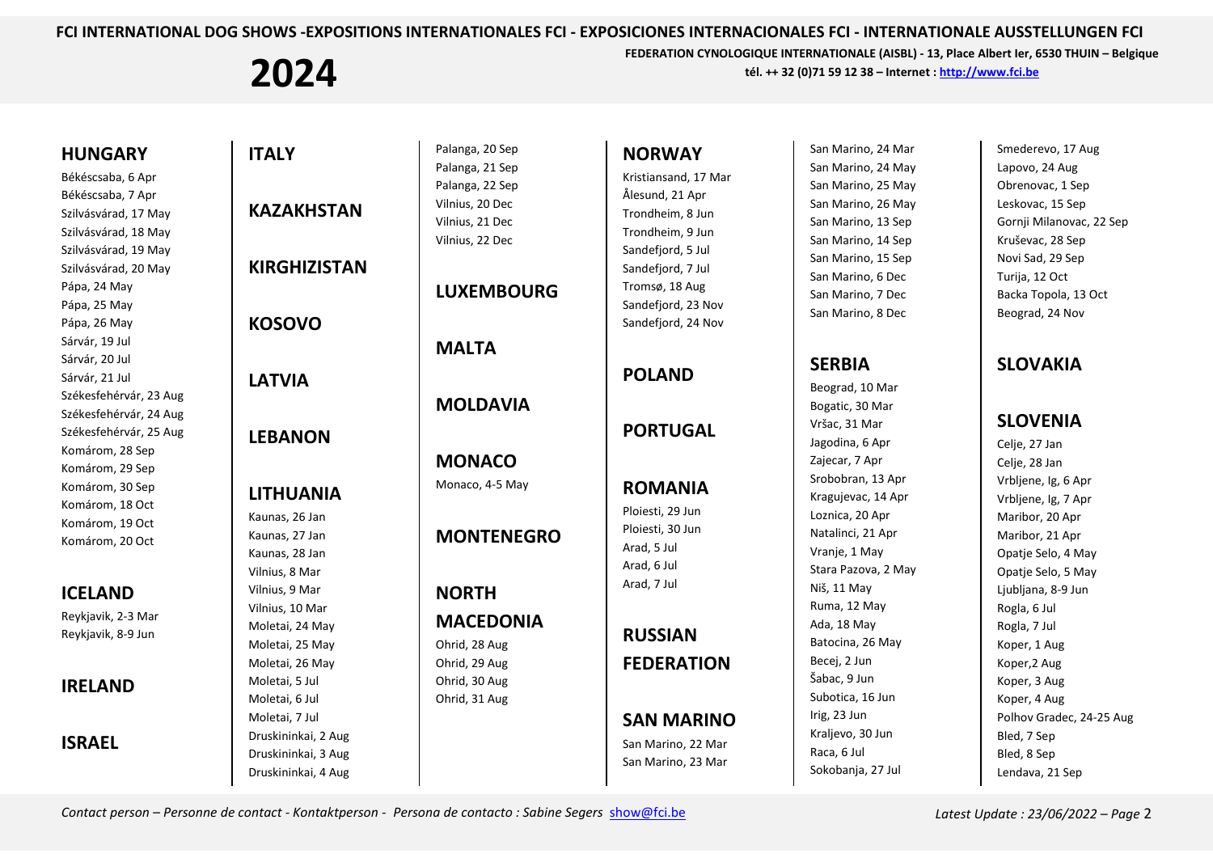FCI INTERNATIONAL DOG SHOWS -EXPOSITIONS INTERNATIONALES FCI - EXPOSICIONES INTERNACIONALES FCI - INTERNATIONALE AUSSTELLUNGEN FCI

# 2024

FEDERATION CYNOLOGIQUE INTERNATIONALE (AISBL) - 13, Place Albert Ier, 6530 THUIN – Belgique
tél. ++ 32 (0)71 59 12 38 – Internet : http://www.fci.be

## HUNGARY

Békéscsaba, 6 Apr
Békéscsaba, 7 Apr
Szilvásvárad, 17 May
Szilvásvárad, 18 May
Szilvásvárad, 19 May
Szilvásvárad, 20 May
Pápa, 24 May
Pápa, 25 May
Pápa, 26 May
Sárvár, 19 Jul
Sárvár, 20 Jul
Sárvár, 21 Jul
Székesfehérvár, 23 Aug
Székesfehérvár, 24 Aug
Székesfehérvár, 25 Aug
Komárom, 28 Sep
Komárom, 29 Sep
Komárom, 30 Sep
Komárom, 18 Oct
Komárom, 19 Oct
Komárom, 20 Oct

## ICELAND

Reykjavik, 2-3 Mar
Reykjavik, 8-9 Jun

## IRELAND

## ISRAEL

## ITALY

## KAZAKHSTAN

## KIRGHIZISTAN

## KOSOVO

## LATVIA

## LEBANON

## LITHUANIA

Kaunas, 26 Jan
Kaunas, 27 Jan
Kaunas, 28 Jan
Vilnius, 8 Mar
Vilnius, 9 Mar
Vilnius, 10 Mar
Moletai, 24 May
Moletai, 25 May
Moletai, 26 May
Moletai, 5 Jul
Moletai, 6 Jul
Moletai, 7 Jul
Druskininkai, 2 Aug
Druskininkai, 3 Aug
Druskininkai, 4 Aug
Palanga, 20 Sep
Palanga, 21 Sep
Palanga, 22 Sep
Vilnius, 20 Dec
Vilnius, 21 Dec
Vilnius, 22 Dec

## LUXEMBOURG

## MALTA

## MOLDAVIA

## MONACO

Monaco, 4-5 May

## MONTENEGRO

## NORTH MACEDONIA

Ohrid, 28 Aug
Ohrid, 29 Aug
Ohrid, 30 Aug
Ohrid, 31 Aug

## NORWAY

Kristiansand, 17 Mar
Ålesund, 21 Apr
Trondheim, 8 Jun
Trondheim, 9 Jun
Sandefjord, 5 Jul
Sandefjord, 7 Jul
Tromsø, 18 Aug
Sandefjord, 23 Nov
Sandefjord, 24 Nov

## POLAND

## PORTUGAL

## ROMANIA

Ploiesti, 29 Jun
Ploiesti, 30 Jun
Arad, 5 Jul
Arad, 6 Jul
Arad, 7 Jul

## RUSSIAN FEDERATION

## SAN MARINO

San Marino, 22 Mar
San Marino, 23 Mar
San Marino, 24 Mar
San Marino, 24 May
San Marino, 25 May
San Marino, 26 May
San Marino, 13 Sep
San Marino, 14 Sep
San Marino, 15 Sep
San Marino, 6 Dec
San Marino, 7 Dec
San Marino, 8 Dec

## SERBIA

Beograd, 10 Mar
Bogatic, 30 Mar
Vršac, 31 Mar
Jagodina, 6 Apr
Zajecar, 7 Apr
Srobobran, 13 Apr
Kragujevac, 14 Apr
Loznica, 20 Apr
Natalinci, 21 Apr
Vranje, 1 May
Stara Pazova, 2 May
Niš, 11 May
Ruma, 12 May
Ada, 18 May
Batocina, 26 May
Becej, 2 Jun
Šabac, 9 Jun
Subotica, 16 Jun
Irig, 23 Jun
Kraljevo, 30 Jun
Raca, 6 Jul
Sokobanja, 27 Jul
Smederevo, 17 Aug
Lapovo, 24 Aug
Obrenovac, 1 Sep
Leskovac, 15 Sep
Gornji Milanovac, 22 Sep
Kruševac, 28 Sep
Novi Sad, 29 Sep
Turija, 12 Oct
Backa Topola, 13 Oct
Beograd, 24 Nov

## SLOVAKIA

## SLOVENIA

Celje, 27 Jan
Celje, 28 Jan
Vrbljene, Ig, 6 Apr
Vrbljene, Ig, 7 Apr
Maribor, 20 Apr
Maribor, 21 Apr
Opatje Selo, 4 May
Opatje Selo, 5 May
Ljubljana, 8-9 Jun
Rogla, 6 Jul
Rogla, 7 Jul
Koper, 1 Aug
Koper,2 Aug
Koper, 3 Aug
Koper, 4 Aug
Polhov Gradec, 24-25 Aug
Bled, 7 Sep
Bled, 8 Sep
Lendava, 21 Sep

*Contact person – Personne de contact - Kontaktperson - Persona de contacto : Sabine Segers* show@fci.be

*Latest Update : 23/06/2022*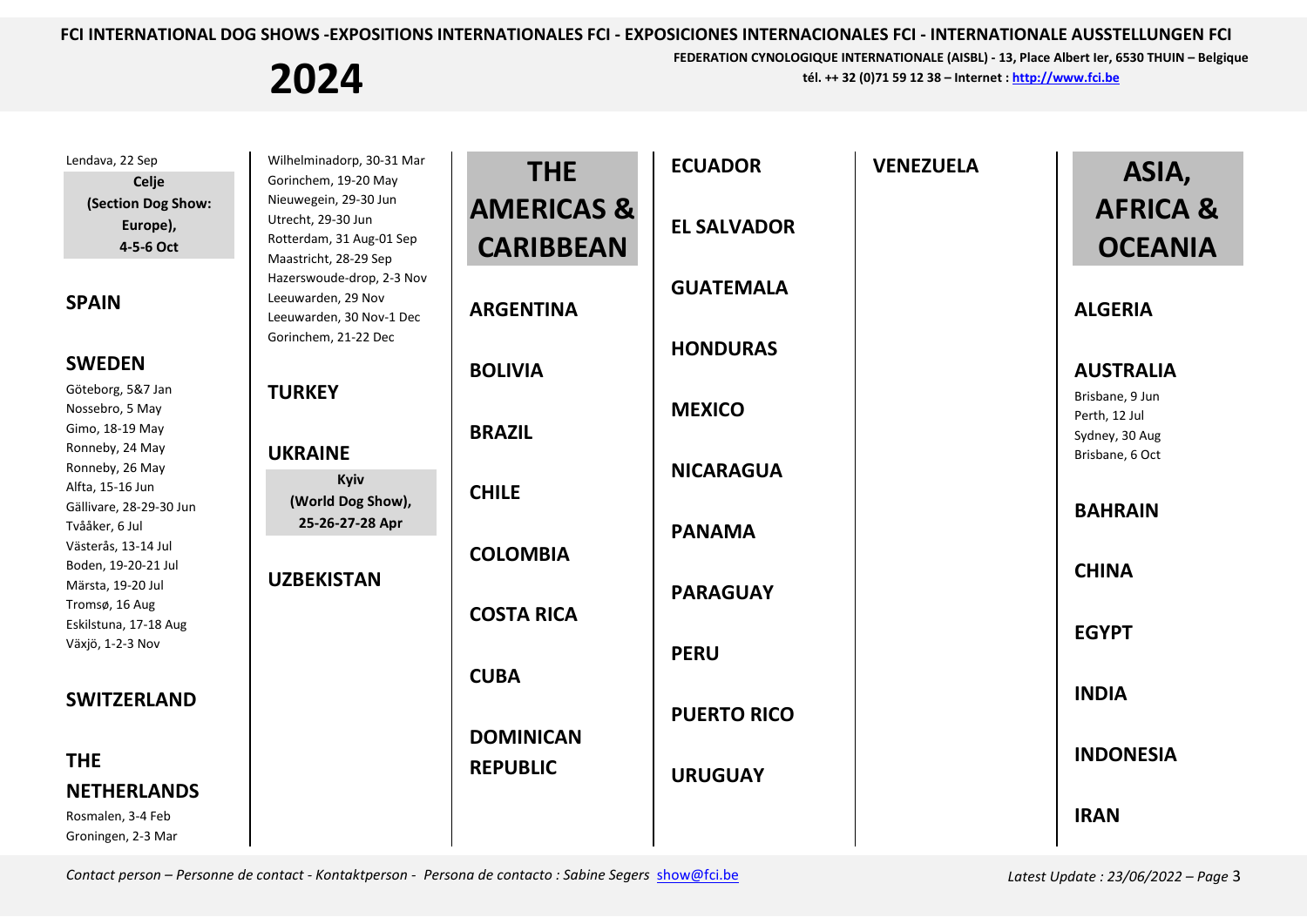Lendava, 22 Sep

**Celje (Section Dog Show: Europe), 4-5-6 Oct**

## SPAIN

## SWEDEN

Göteborg, 5&7 Jan
Nossebro, 5 May
Gimo, 18-19 May
Ronneby, 24 May
Ronneby, 26 May
Alfta, 15-16 Jun
Gällivare, 28-29-30 Jun
Tvååker, 6 Jul
Västerås, 13-14 Jul
Boden, 19-20-21 Jul
Märsta, 19-20 Jul
Tromsø, 16 Aug
Eskilstuna, 17-18 Aug
Växjö, 1-2-3 Nov

## SWITZERLAND

## THE NETHERLANDS

Rosmalen, 3-4 Feb
Groningen, 2-3 Mar
Wilhelminadorp, 30-31 Mar
Gorinchem, 19-20 May
Nieuwegein, 29-30 Jun
Utrecht, 29-30 Jun
Rotterdam, 31 Aug-01 Sep
Maastricht, 28-29 Sep
Hazerswoude-drop, 2-3 Nov
Leeuwarden, 29 Nov
Leeuwarden, 30 Nov-1 Dec
Gorinchem, 21-22 Dec

## TURKEY

## UKRAINE

**Kyiv (World Dog Show), 25-26-27-28 Apr**

## UZBEKISTAN

# THE AMERICAS & CARIBBEAN

## ARGENTINA

## BOLIVIA

## BRAZIL

## CHILE

## COLOMBIA

## COSTA RICA

## CUBA

## DOMINICAN REPUBLIC

## ECUADOR

## EL SALVADOR

## GUATEMALA

## HONDURAS

## MEXICO

## NICARAGUA

## PANAMA

## PARAGUAY

## PERU

## PUERTO RICO

## URUGUAY

## VENEZUELA

# ASIA, AFRICA & OCEANIA

## ALGERIA

## AUSTRALIA

Brisbane, 9 Jun
Perth, 12 Jul
Sydney, 30 Aug
Brisbane, 6 Oct

## BAHRAIN

## CHINA

## EGYPT

## INDIA

## INDONESIA

## IRAN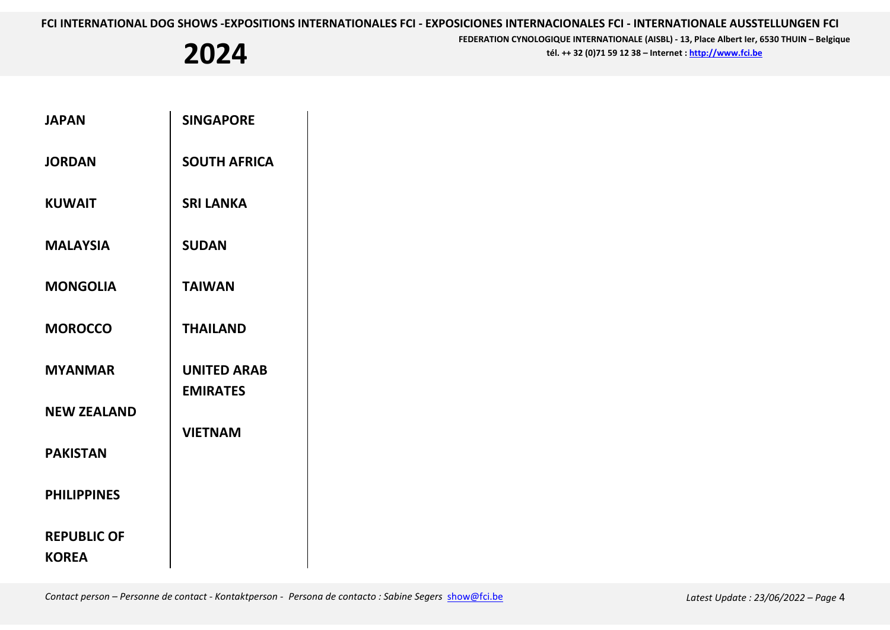| | |
| --- | --- |
| **JAPAN** | **SINGAPORE** |
| **JORDAN** | **SOUTH AFRICA** |
| **KUWAIT** | **SRI LANKA** |
| **MALAYSIA** | **SUDAN** |
| **MONGOLIA** | **TAIWAN** |
| **MOROCCO** | **THAILAND** |
| **MYANMAR** | **UNITED ARAB EMIRATES** |
| **NEW ZEALAND** | **VIETNAM** |
| **PAKISTAN** | |
| **PHILIPPINES** | |
| **REPUBLIC OF KOREA** | |